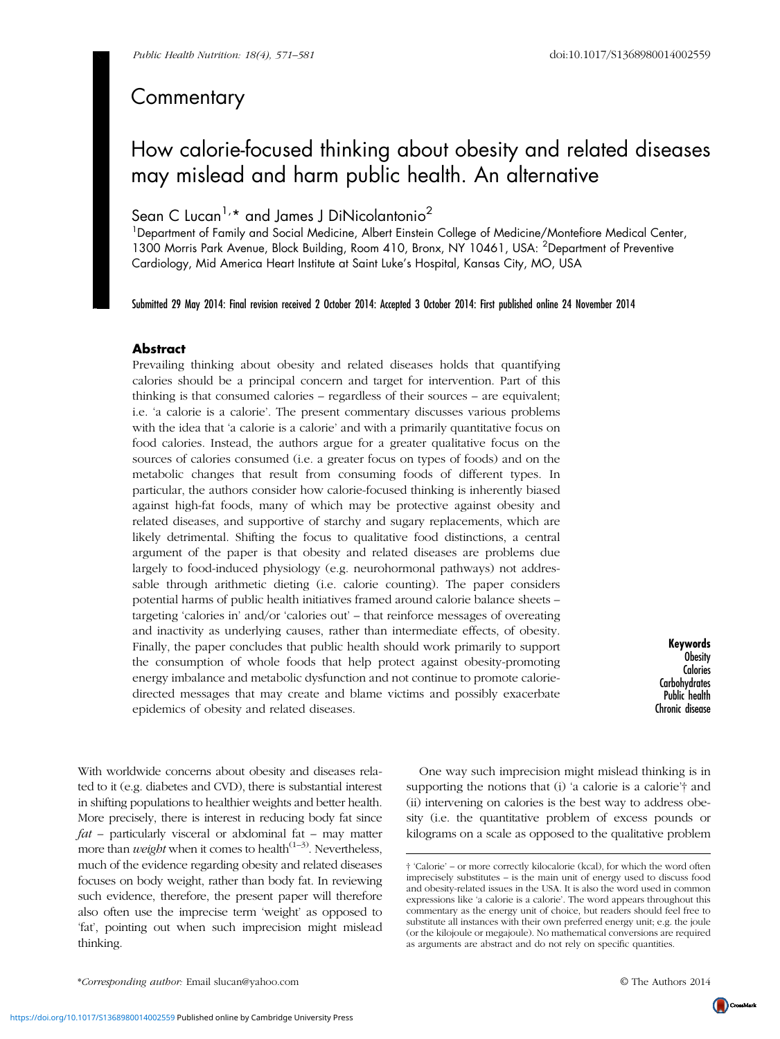# Commentary

# How calorie-focused thinking about obesity and related diseases may mislead and harm public health. An alternative

Sean C Lucan[1,*] and James J DiNicolantonio[2]

[1]Department of Family and Social Medicine, Albert Einstein College of Medicine/Montefiore Medical Center, 1300 Morris Park Avenue, Block Building, Room 410, Bronx, NY 10461, USA: [2]Department of Preventive Cardiology, Mid America Heart Institute at Saint Luke's Hospital, Kansas City, MO, USA

**Submitted 29 May 2014: Final revision received 2 October 2014: Accepted 3 October 2014: First published online 24 November 2014**

## Abstract

Prevailing thinking about obesity and related diseases holds that quantifying calories should be a principal concern and target for intervention. Part of this thinking is that consumed calories – regardless of their sources – are equivalent; i.e. 'a calorie is a calorie'. The present commentary discusses various problems with the idea that 'a calorie is a calorie' and with a primarily quantitative focus on food calories. Instead, the authors argue for a greater qualitative focus on the sources of calories consumed (i.e. a greater focus on types of foods) and on the metabolic changes that result from consuming foods of different types. In particular, the authors consider how calorie-focused thinking is inherently biased against high-fat foods, many of which may be protective against obesity and related diseases, and supportive of starchy and sugary replacements, which are likely detrimental. Shifting the focus to qualitative food distinctions, a central argument of the paper is that obesity and related diseases are problems due largely to food-induced physiology (e.g. neurohormonal pathways) not addressable through arithmetic dieting (i.e. calorie counting). The paper considers potential harms of public health initiatives framed around calorie balance sheets – targeting 'calories in' and/or 'calories out' – that reinforce messages of overeating and inactivity as underlying causes, rather than intermediate effects, of obesity. Finally, the paper concludes that public health should work primarily to support the consumption of whole foods that help protect against obesity-promoting energy imbalance and metabolic dysfunction and not continue to promote calorie-directed messages that may create and blame victims and possibly exacerbate epidemics of obesity and related diseases.

**Keywords**
Obesity
Calories
Carbohydrates
Public health
Chronic disease

With worldwide concerns about obesity and diseases related to it (e.g. diabetes and CVD), there is substantial interest in shifting populations to healthier weights and better health. More precisely, there is interest in reducing body fat since *fat* – particularly visceral or abdominal fat – may matter more than *weight* when it comes to health[1–3]. Nevertheless, much of the evidence regarding obesity and related diseases focuses on body weight, rather than body fat. In reviewing such evidence, therefore, the present paper will therefore also often use the imprecise term 'weight' as opposed to 'fat', pointing out when such imprecision might mislead thinking.

One way such imprecision might mislead thinking is in supporting the notions that (i) 'a calorie is a calorie'† and (ii) intervening on calories is the best way to address obesity (i.e. the quantitative problem of excess pounds or kilograms on a scale as opposed to the qualitative problem

† 'Calorie' – or more correctly kilocalorie (kcal), for which the word often imprecisely substitutes – is the main unit of energy used to discuss food and obesity-related issues in the USA. It is also the word used in common expressions like 'a calorie is a calorie'. The word appears throughout this commentary as the energy unit of choice, but readers should feel free to substitute all instances with their own preferred energy unit; e.g. the joule (or the kilojoule or megajoule). No mathematical conversions are required as arguments are abstract and do not rely on specific quantities.

*Corresponding author: Email slucan@yahoo.com

© The Authors 2014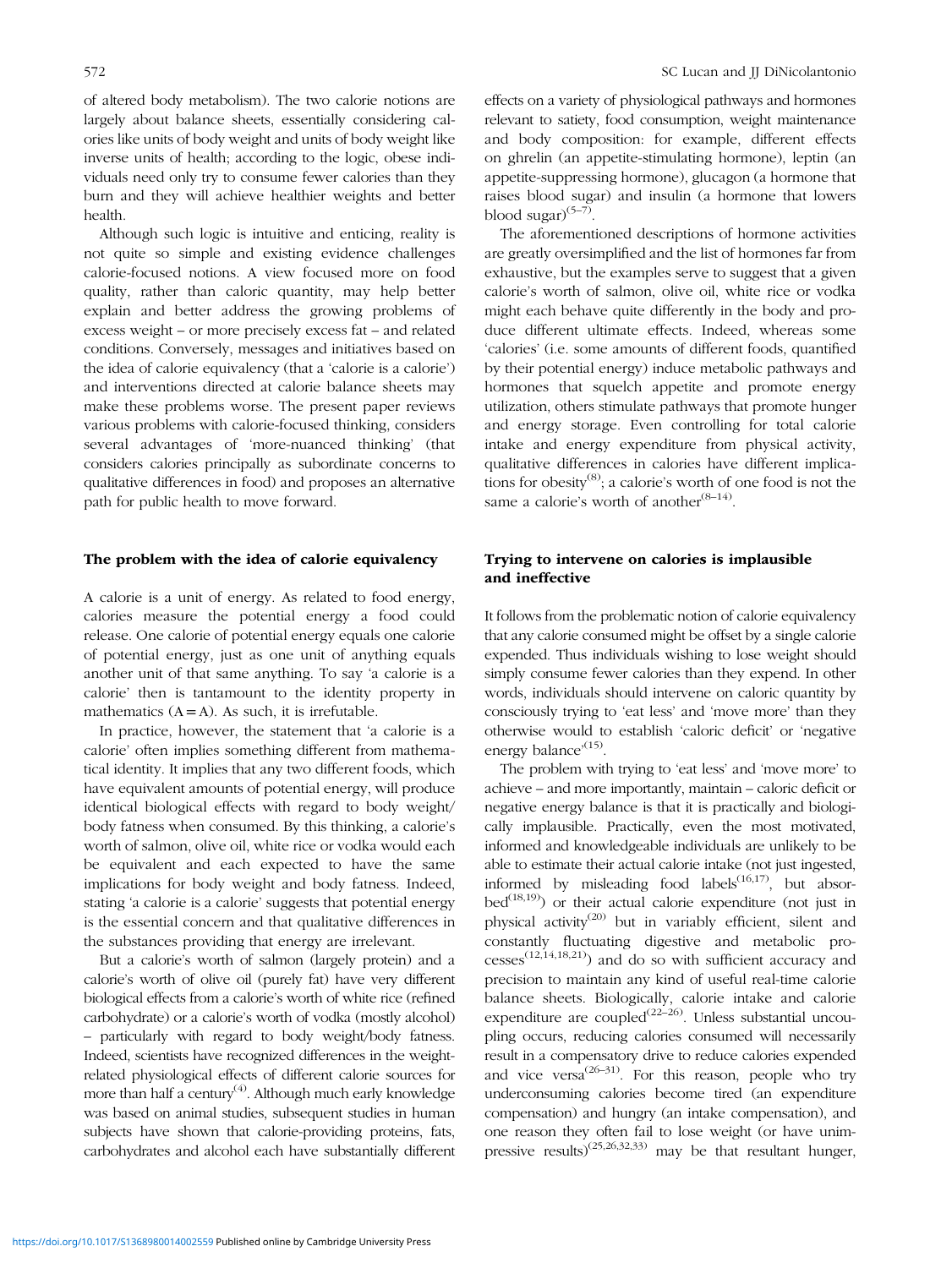of altered body metabolism). The two calorie notions are largely about balance sheets, essentially considering calories like units of body weight and units of body weight like inverse units of health; according to the logic, obese individuals need only try to consume fewer calories than they burn and they will achieve healthier weights and better health.

Although such logic is intuitive and enticing, reality is not quite so simple and existing evidence challenges calorie-focused notions. A view focused more on food quality, rather than caloric quantity, may help better explain and better address the growing problems of excess weight – or more precisely excess fat – and related conditions. Conversely, messages and initiatives based on the idea of calorie equivalency (that a 'calorie is a calorie') and interventions directed at calorie balance sheets may make these problems worse. The present paper reviews various problems with calorie-focused thinking, considers several advantages of 'more-nuanced thinking' (that considers calories principally as subordinate concerns to qualitative differences in food) and proposes an alternative path for public health to move forward.

## The problem with the idea of calorie equivalency

A calorie is a unit of energy. As related to food energy, calories measure the potential energy a food could release. One calorie of potential energy equals one calorie of potential energy, just as one unit of anything equals another unit of that same anything. To say 'a calorie is a calorie' then is tantamount to the identity property in mathematics ($A = A$). As such, it is irrefutable.

In practice, however, the statement that 'a calorie is a calorie' often implies something different from mathematical identity. It implies that any two different foods, which have equivalent amounts of potential energy, will produce identical biological effects with regard to body weight/body fatness when consumed. By this thinking, a calorie's worth of salmon, olive oil, white rice or vodka would each be equivalent and each expected to have the same implications for body weight and body fatness. Indeed, stating 'a calorie is a calorie' suggests that potential energy is the essential concern and that qualitative differences in the substances providing that energy are irrelevant.

But a calorie's worth of salmon (largely protein) and a calorie's worth of olive oil (purely fat) have very different biological effects from a calorie's worth of white rice (refined carbohydrate) or a calorie's worth of vodka (mostly alcohol) – particularly with regard to body weight/body fatness. Indeed, scientists have recognized differences in the weight-related physiological effects of different calorie sources for more than half a century[4]. Although much early knowledge was based on animal studies, subsequent studies in human subjects have shown that calorie-providing proteins, fats, carbohydrates and alcohol each have substantially different effects on a variety of physiological pathways and hormones relevant to satiety, food consumption, weight maintenance and body composition: for example, different effects on ghrelin (an appetite-stimulating hormone), leptin (an appetite-suppressing hormone), glucagon (a hormone that raises blood sugar) and insulin (a hormone that lowers blood sugar)[5–7].

The aforementioned descriptions of hormone activities are greatly oversimplified and the list of hormones far from exhaustive, but the examples serve to suggest that a given calorie's worth of salmon, olive oil, white rice or vodka might each behave quite differently in the body and produce different ultimate effects. Indeed, whereas some 'calories' (i.e. some amounts of different foods, quantified by their potential energy) induce metabolic pathways and hormones that squelch appetite and promote energy utilization, others stimulate pathways that promote hunger and energy storage. Even controlling for total calorie intake and energy expenditure from physical activity, qualitative differences in calories have different implications for obesity[8]; a calorie's worth of one food is not the same a calorie's worth of another[8–14].

## Trying to intervene on calories is implausible and ineffective

It follows from the problematic notion of calorie equivalency that any calorie consumed might be offset by a single calorie expended. Thus individuals wishing to lose weight should simply consume fewer calories than they expend. In other words, individuals should intervene on caloric quantity by consciously trying to 'eat less' and 'move more' than they otherwise would to establish 'caloric deficit' or 'negative energy balance'[15].

The problem with trying to 'eat less' and 'move more' to achieve – and more importantly, maintain – caloric deficit or negative energy balance is that it is practically and biologically implausible. Practically, even the most motivated, informed and knowledgeable individuals are unlikely to be able to estimate their actual calorie intake (not just ingested, informed by misleading food labels[16,17], but absorbed[18,19]) or their actual calorie expenditure (not just in physical activity[20] but in variably efficient, silent and constantly fluctuating digestive and metabolic processes[12,14,18,21]) and do so with sufficient accuracy and precision to maintain any kind of useful real-time calorie balance sheets. Biologically, calorie intake and calorie expenditure are coupled[22–26]. Unless substantial uncoupling occurs, reducing calories consumed will necessarily result in a compensatory drive to reduce calories expended and vice versa[26–31]. For this reason, people who try underconsuming calories become tired (an expenditure compensation) and hungry (an intake compensation), and one reason they often fail to lose weight (or have unimpressive results)[25,26,32,33] may be that resultant hunger,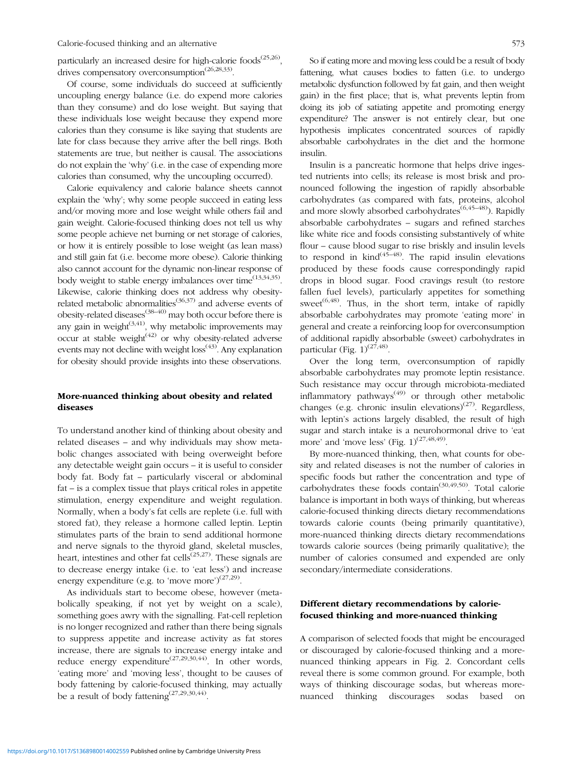particularly an increased desire for high-calorie foods[25,26], drives compensatory overconsumption[26,28,33].

Of course, some individuals do succeed at sufficiently uncoupling energy balance (i.e. do expend more calories than they consume) and do lose weight. But saying that these individuals lose weight because they expend more calories than they consume is like saying that students are late for class because they arrive after the bell rings. Both statements are true, but neither is causal. The associations do not explain the 'why' (i.e. in the case of expending more calories than consumed, why the uncoupling occurred).

Calorie equivalency and calorie balance sheets cannot explain the 'why'; why some people succeed in eating less and/or moving more and lose weight while others fail and gain weight. Calorie-focused thinking does not tell us why some people achieve net burning or net storage of calories, or how it is entirely possible to lose weight (as lean mass) and still gain fat (i.e. become more obese). Calorie thinking also cannot account for the dynamic non-linear response of body weight to stable energy imbalances over time[13,34,35]. Likewise, calorie thinking does not address why obesity-related metabolic abnormalities[36,37] and adverse events of obesity-related diseases[38–40] may both occur before there is any gain in weight[3,41], why metabolic improvements may occur at stable weight[42] or why obesity-related adverse events may not decline with weight loss[43]. Any explanation for obesity should provide insights into these observations.

## More-nuanced thinking about obesity and related diseases

To understand another kind of thinking about obesity and related diseases – and why individuals may show metabolic changes associated with being overweight before any detectable weight gain occurs – it is useful to consider body fat. Body fat – particularly visceral or abdominal fat – is a complex tissue that plays critical roles in appetite stimulation, energy expenditure and weight regulation. Normally, when a body's fat cells are replete (i.e. full with stored fat), they release a hormone called leptin. Leptin stimulates parts of the brain to send additional hormone and nerve signals to the thyroid gland, skeletal muscles, heart, intestines and other fat cells[25,27]. These signals are to decrease energy intake (i.e. to 'eat less') and increase energy expenditure (e.g. to 'move more')[27,29].

As individuals start to become obese, however (metabolically speaking, if not yet by weight on a scale), something goes awry with the signalling. Fat-cell repletion is no longer recognized and rather than there being signals to suppress appetite and increase activity as fat stores increase, there are signals to increase energy intake and reduce energy expenditure[27,29,30,44]. In other words, 'eating more' and 'moving less', thought to be causes of body fattening by calorie-focused thinking, may actually be a result of body fattening[27,29,30,44].

So if eating more and moving less could be a result of body fattening, what causes bodies to fatten (i.e. to undergo metabolic dysfunction followed by fat gain, and then weight gain) in the first place; that is, what prevents leptin from doing its job of satiating appetite and promoting energy expenditure? The answer is not entirely clear, but one hypothesis implicates concentrated sources of rapidly absorbable carbohydrates in the diet and the hormone insulin.

Insulin is a pancreatic hormone that helps drive ingested nutrients into cells; its release is most brisk and pronounced following the ingestion of rapidly absorbable carbohydrates (as compared with fats, proteins, alcohol and more slowly absorbed carbohydrates[6,45–48]). Rapidly absorbable carbohydrates – sugars and refined starches like white rice and foods consisting substantively of white flour – cause blood sugar to rise briskly and insulin levels to respond in kind[45–48]. The rapid insulin elevations produced by these foods cause correspondingly rapid drops in blood sugar. Food cravings result (to restore fallen fuel levels), particularly appetites for something sweet[6,48]. Thus, in the short term, intake of rapidly absorbable carbohydrates may promote 'eating more' in general and create a reinforcing loop for overconsumption of additional rapidly absorbable (sweet) carbohydrates in particular (Fig. 1)[27,48].

Over the long term, overconsumption of rapidly absorbable carbohydrates may promote leptin resistance. Such resistance may occur through microbiota-mediated inflammatory pathways[49] or through other metabolic changes (e.g. chronic insulin elevations)[27]. Regardless, with leptin's actions largely disabled, the result of high sugar and starch intake is a neurohormonal drive to 'eat more' and 'move less' (Fig. 1)[27,48,49].

By more-nuanced thinking, then, what counts for obesity and related diseases is not the number of calories in specific foods but rather the concentration and type of carbohydrates these foods contain[30,49,50]. Total calorie balance is important in both ways of thinking, but whereas calorie-focused thinking directs dietary recommendations towards calorie counts (being primarily quantitative), more-nuanced thinking directs dietary recommendations towards calorie sources (being primarily qualitative); the number of calories consumed and expended are only secondary/intermediate considerations.

## Different dietary recommendations by calorie-focused thinking and more-nuanced thinking

A comparison of selected foods that might be encouraged or discouraged by calorie-focused thinking and a more-nuanced thinking appears in Fig. 2. Concordant cells reveal there is some common ground. For example, both ways of thinking discourage sodas, but whereas more-nuanced thinking discourages sodas based on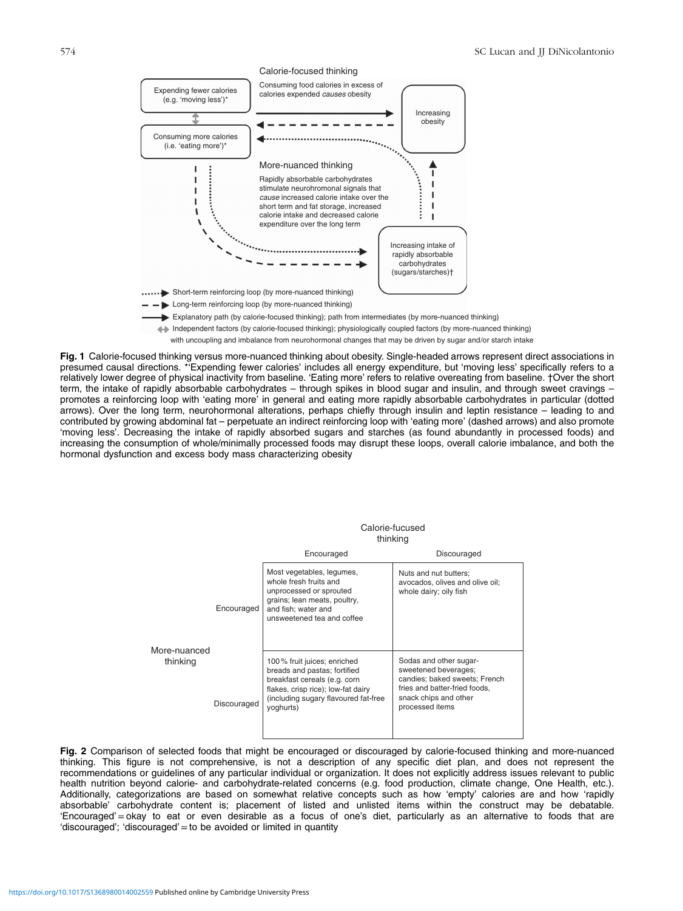Calorie-focused thinking

Expending fewer calories (e.g. 'moving less')*

Consuming more calories (i.e. 'eating more')*

Consuming food calories in excess of calories expended *causes* obesity

Increasing obesity

More-nuanced thinking

Rapidly absorbable carbohydrates stimulate neurohromonal signals that *cause* increased calorie intake over the short term and fat storage, increased calorie intake and decreased calorie expenditure over the long term

Increasing intake of rapidly absorbable carbohydrates (sugars/starches)†

Short-term reinforcing loop (by more-nuanced thinking)

Long-term reinforcing loop (by more-nuanced thinking)

Explanatory path (by calorie-focused thinking); path from intermediates (by more-nuanced thinking)

Independent factors (by calorie-focused thinking); physiologically coupled factors (by more-nuanced thinking) with uncoupling and imbalance from neurohormonal changes that may be driven by sugar and/or starch intake

**Fig. 1** Calorie-focused thinking versus more-nuanced thinking about obesity. Single-headed arrows represent direct associations in presumed causal directions. *'Expending fewer calories' includes all energy expenditure, but 'moving less' specifically refers to a relatively lower degree of physical inactivity from baseline. 'Eating more' refers to relative overeating from baseline. †Over the short term, the intake of rapidly absorbable carbohydrates – through spikes in blood sugar and insulin, and through sweet cravings – promotes a reinforcing loop with 'eating more' in general and eating more rapidly absorbable carbohydrates in particular (dotted arrows). Over the long term, neurohormonal alterations, perhaps chiefly through insulin and leptin resistance – leading to and contributed by growing abdominal fat – perpetuate an indirect reinforcing loop with 'eating more' (dashed arrows) and also promote 'moving less'. Decreasing the intake of rapidly absorbed sugars and starches (as found abundantly in processed foods) and increasing the consumption of whole/minimally processed foods may disrupt these loops, overall calorie imbalance, and both the hormonal dysfunction and excess body mass characterizing obesity

| | | Calorie-fucused thinking: Encouraged | Calorie-fucused thinking: Discouraged |
|---|---|---|---|
| More-nuanced thinking | Encouraged | Most vegetables, legumes, whole fresh fruits and unprocessed or sprouted grains; lean meats, poultry, and fish; water and unsweetened tea and coffee | Nuts and nut butters; avocados, olives and olive oil; whole dairy; oily fish |
| | Discouraged | 100 % fruit juices; enriched breads and pastas; fortified breakfast cereals (e.g. corn flakes, crisp rice); low-fat dairy (including sugary flavoured fat-free yoghurts) | Sodas and other sugar-sweetened beverages; candies; baked sweets; French fries and batter-fried foods, snack chips and other processed items |

**Fig. 2** Comparison of selected foods that might be encouraged or discouraged by calorie-focused thinking and more-nuanced thinking. This figure is not comprehensive, is not a description of any specific diet plan, and does not represent the recommendations or guidelines of any particular individual or organization. It does not explicitly address issues relevant to public health nutrition beyond calorie- and carbohydrate-related concerns (e.g. food production, climate change, One Health, etc.). Additionally, categorizations are based on somewhat relative concepts such as how 'empty' calories are and how 'rapidly absorbable' carbohydrate content is; placement of listed and unlisted items within the construct may be debatable. 'Encouraged' = okay to eat or even desirable as a focus of one's diet, particularly as an alternative to foods that are 'discouraged'; 'discouraged' = to be avoided or limited in quantity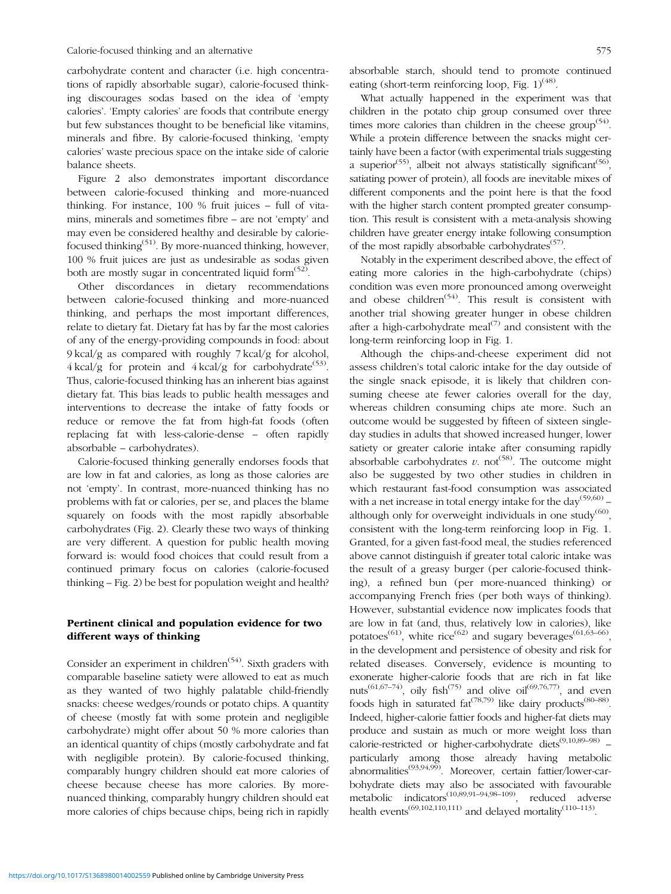carbohydrate content and character (i.e. high concentrations of rapidly absorbable sugar), calorie-focused thinking discourages sodas based on the idea of 'empty calories'. 'Empty calories' are foods that contribute energy but few substances thought to be beneficial like vitamins, minerals and fibre. By calorie-focused thinking, 'empty calories' waste precious space on the intake side of calorie balance sheets.

Figure 2 also demonstrates important discordance between calorie-focused thinking and more-nuanced thinking. For instance, 100 % fruit juices – full of vitamins, minerals and sometimes fibre – are not 'empty' and may even be considered healthy and desirable by calorie-focused thinking[51]. By more-nuanced thinking, however, 100 % fruit juices are just as undesirable as sodas given both are mostly sugar in concentrated liquid form[52].

Other discordances in dietary recommendations between calorie-focused thinking and more-nuanced thinking, and perhaps the most important differences, relate to dietary fat. Dietary fat has by far the most calories of any of the energy-providing compounds in food: about 9 kcal/g as compared with roughly 7 kcal/g for alcohol, 4 kcal/g for protein and 4 kcal/g for carbohydrate[53]. Thus, calorie-focused thinking has an inherent bias against dietary fat. This bias leads to public health messages and interventions to decrease the intake of fatty foods or reduce or remove the fat from high-fat foods (often replacing fat with less-calorie-dense – often rapidly absorbable – carbohydrates).

Calorie-focused thinking generally endorses foods that are low in fat and calories, as long as those calories are not 'empty'. In contrast, more-nuanced thinking has no problems with fat or calories, per se, and places the blame squarely on foods with the most rapidly absorbable carbohydrates (Fig. 2). Clearly these two ways of thinking are very different. A question for public health moving forward is: would food choices that could result from a continued primary focus on calories (calorie-focused thinking – Fig. 2) be best for population weight and health?

## Pertinent clinical and population evidence for two different ways of thinking

Consider an experiment in children[54]. Sixth graders with comparable baseline satiety were allowed to eat as much as they wanted of two highly palatable child-friendly snacks: cheese wedges/rounds or potato chips. A quantity of cheese (mostly fat with some protein and negligible carbohydrate) might offer about 50 % more calories than an identical quantity of chips (mostly carbohydrate and fat with negligible protein). By calorie-focused thinking, comparably hungry children should eat more calories of cheese because cheese has more calories. By more-nuanced thinking, comparably hungry children should eat more calories of chips because chips, being rich in rapidly absorbable starch, should tend to promote continued eating (short-term reinforcing loop, Fig. 1)[48].

What actually happened in the experiment was that children in the potato chip group consumed over three times more calories than children in the cheese group[54]. While a protein difference between the snacks might certainly have been a factor (with experimental trials suggesting a superior[55], albeit not always statistically significant[56], satiating power of protein), all foods are inevitable mixes of different components and the point here is that the food with the higher starch content prompted greater consumption. This result is consistent with a meta-analysis showing children have greater energy intake following consumption of the most rapidly absorbable carbohydrates[57].

Notably in the experiment described above, the effect of eating more calories in the high-carbohydrate (chips) condition was even more pronounced among overweight and obese children[54]. This result is consistent with another trial showing greater hunger in obese children after a high-carbohydrate meal[7] and consistent with the long-term reinforcing loop in Fig. 1.

Although the chips-and-cheese experiment did not assess children's total caloric intake for the day outside of the single snack episode, it is likely that children consuming cheese ate fewer calories overall for the day, whereas children consuming chips ate more. Such an outcome would be suggested by fifteen of sixteen single-day studies in adults that showed increased hunger, lower satiety or greater calorie intake after consuming rapidly absorbable carbohydrates *v.* not[58]. The outcome might also be suggested by two other studies in children in which restaurant fast-food consumption was associated with a net increase in total energy intake for the day[59,60] – although only for overweight individuals in one study[60], consistent with the long-term reinforcing loop in Fig. 1. Granted, for a given fast-food meal, the studies referenced above cannot distinguish if greater total caloric intake was the result of a greasy burger (per calorie-focused thinking), a refined bun (per more-nuanced thinking) or accompanying French fries (per both ways of thinking). However, substantial evidence now implicates foods that are low in fat (and, thus, relatively low in calories), like potatoes[61], white rice[62] and sugary beverages[61,63–66], in the development and persistence of obesity and risk for related diseases. Conversely, evidence is mounting to exonerate higher-calorie foods that are rich in fat like nuts[61,67–74], oily fish[75] and olive oil[69,76,77], and even foods high in saturated fat[78,79] like dairy products[80–88]. Indeed, higher-calorie fattier foods and higher-fat diets may produce and sustain as much or more weight loss than calorie-restricted or higher-carbohydrate diets[9,10,89–98] – particularly among those already having metabolic abnormalities[93,94,99]. Moreover, certain fattier/lower-carbohydrate diets may also be associated with favourable metabolic indicators[10,89,91–94,98–109], reduced adverse health events[69,102,110,111] and delayed mortality[110–113].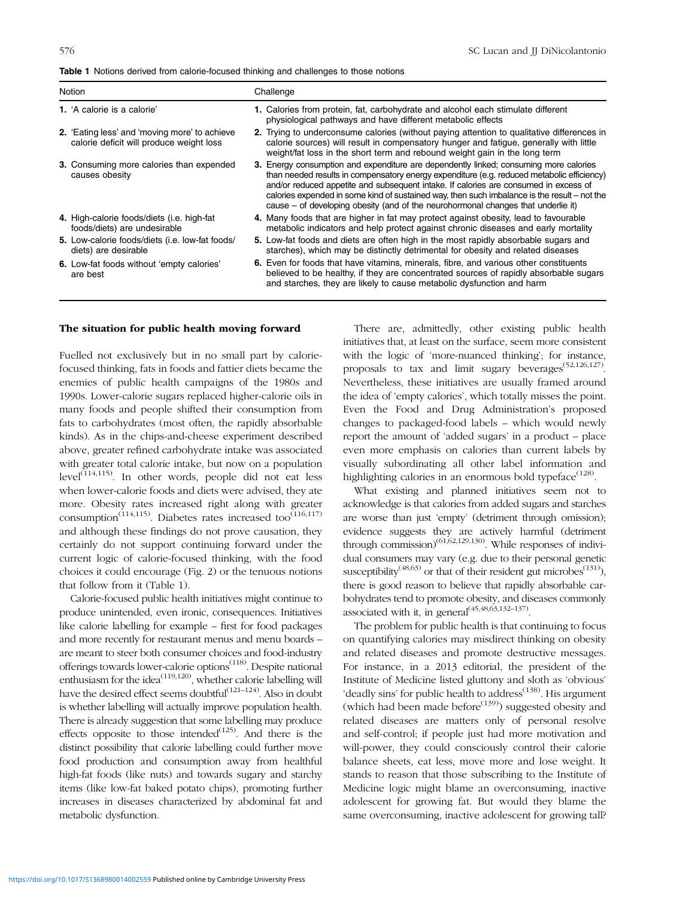**Table 1** Notions derived from calorie-focused thinking and challenges to those notions

| Notion | Challenge |
|---|---|
| **1.** 'A calorie is a calorie' | **1.** Calories from protein, fat, carbohydrate and alcohol each stimulate different physiological pathways and have different metabolic effects |
| **2.** 'Eating less' and 'moving more' to achieve calorie deficit will produce weight loss | **2.** Trying to underconsume calories (without paying attention to qualitative differences in calorie sources) will result in compensatory hunger and fatigue, generally with little weight/fat loss in the short term and rebound weight gain in the long term |
| **3.** Consuming more calories than expended causes obesity | **3.** Energy consumption and expenditure are dependently linked; consuming more calories than needed results in compensatory energy expenditure (e.g. reduced metabolic efficiency) and/or reduced appetite and subsequent intake. If calories are consumed in excess of calories expended in some kind of sustained way, then such imbalance is the result – not the cause – of developing obesity (and of the neurohormonal changes that underlie it) |
| **4.** High-calorie foods/diets (i.e. high-fat foods/diets) are undesirable | **4.** Many foods that are higher in fat may protect against obesity, lead to favourable metabolic indicators and help protect against chronic diseases and early mortality |
| **5.** Low-calorie foods/diets (i.e. low-fat foods/diets) are desirable | **5.** Low-fat foods and diets are often high in the most rapidly absorbable sugars and starches), which may be distinctly detrimental for obesity and related diseases |
| **6.** Low-fat foods without 'empty calories' are best | **6.** Even for foods that have vitamins, minerals, fibre, and various other constituents believed to be healthy, if they are concentrated sources of rapidly absorbable sugars and starches, they are likely to cause metabolic dysfunction and harm |

## The situation for public health moving forward

Fuelled not exclusively but in no small part by calorie-focused thinking, fats in foods and fattier diets became the enemies of public health campaigns of the 1980s and 1990s. Lower-calorie sugars replaced higher-calorie oils in many foods and people shifted their consumption from fats to carbohydrates (most often, the rapidly absorbable kinds). As in the chips-and-cheese experiment described above, greater refined carbohydrate intake was associated with greater total calorie intake, but now on a population level[114,115]. In other words, people did not eat less when lower-calorie foods and diets were advised, they ate more. Obesity rates increased right along with greater consumption[114,115]. Diabetes rates increased too[116,117] and although these findings do not prove causation, they certainly do not support continuing forward under the current logic of calorie-focused thinking, with the food choices it could encourage (Fig. 2) or the tenuous notions that follow from it (Table 1).

Calorie-focused public health initiatives might continue to produce unintended, even ironic, consequences. Initiatives like calorie labelling for example – first for food packages and more recently for restaurant menus and menu boards – are meant to steer both consumer choices and food-industry offerings towards lower-calorie options[118]. Despite national enthusiasm for the idea[119,120], whether calorie labelling will have the desired effect seems doubtful[121–124]. Also in doubt is whether labelling will actually improve population health. There is already suggestion that some labelling may produce effects opposite to those intended[125]. And there is the distinct possibility that calorie labelling could further move food production and consumption away from healthful high-fat foods (like nuts) and towards sugary and starchy items (like low-fat baked potato chips), promoting further increases in diseases characterized by abdominal fat and metabolic dysfunction.

There are, admittedly, other existing public health initiatives that, at least on the surface, seem more consistent with the logic of 'more-nuanced thinking'; for instance, proposals to tax and limit sugary beverages[52,126,127]. Nevertheless, these initiatives are usually framed around the idea of 'empty calories', which totally misses the point. Even the Food and Drug Administration's proposed changes to packaged-food labels – which would newly report the amount of 'added sugars' in a product – place even more emphasis on calories than current labels by visually subordinating all other label information and highlighting calories in an enormous bold typeface[128].

What existing and planned initiatives seem not to acknowledge is that calories from added sugars and starches are worse than just 'empty' (detriment through omission); evidence suggests they are actively harmful (detriment through commission)[61,62,129,130]. While responses of individual consumers may vary (e.g. due to their personal genetic susceptibility[48,63] or that of their resident gut microbes[131]), there is good reason to believe that rapidly absorbable carbohydrates tend to promote obesity, and diseases commonly associated with it, in general[45,48,63,132–137].

The problem for public health is that continuing to focus on quantifying calories may misdirect thinking on obesity and related diseases and promote destructive messages. For instance, in a 2013 editorial, the president of the Institute of Medicine listed gluttony and sloth as 'obvious' 'deadly sins' for public health to address[138]. His argument (which had been made before[139]) suggested obesity and related diseases are matters only of personal resolve and self-control; if people just had more motivation and will-power, they could consciously control their calorie balance sheets, eat less, move more and lose weight. It stands to reason that those subscribing to the Institute of Medicine logic might blame an overconsuming, inactive adolescent for growing fat. But would they blame the same overconsuming, inactive adolescent for growing tall?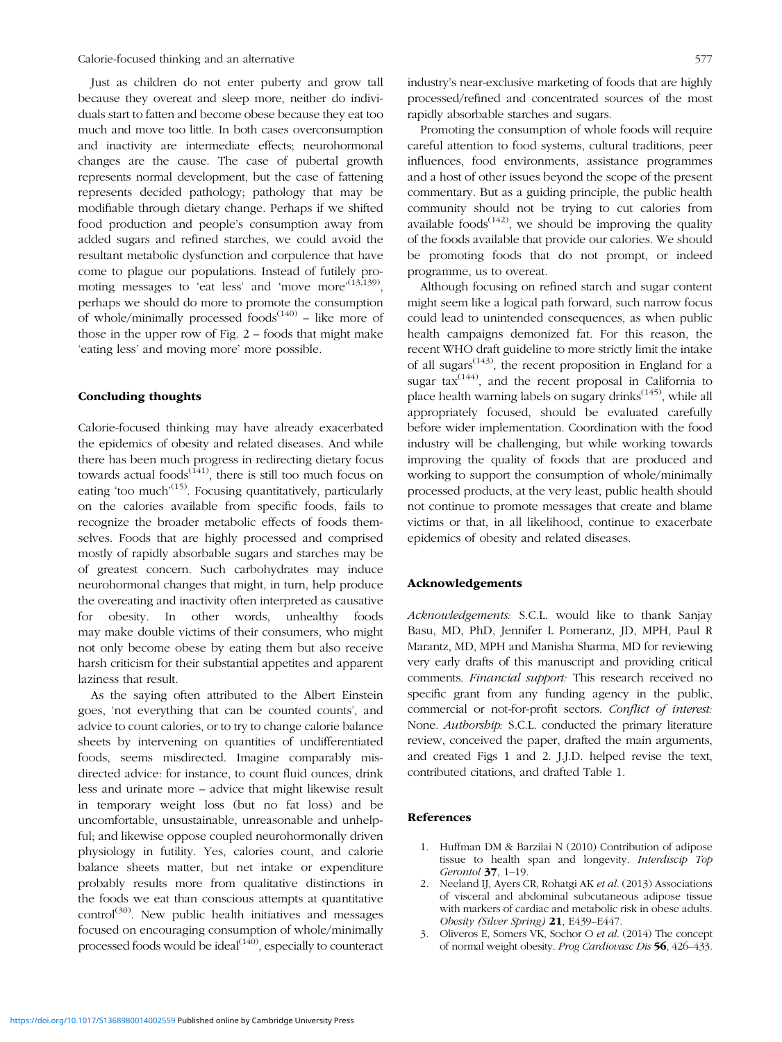Just as children do not enter puberty and grow tall because they overeat and sleep more, neither do individuals start to fatten and become obese because they eat too much and move too little. In both cases overconsumption and inactivity are intermediate effects; neurohormonal changes are the cause. The case of pubertal growth represents normal development, but the case of fattening represents decided pathology; pathology that may be modifiable through dietary change. Perhaps if we shifted food production and people's consumption away from added sugars and refined starches, we could avoid the resultant metabolic dysfunction and corpulence that have come to plague our populations. Instead of futilely promoting messages to 'eat less' and 'move more'[13,139], perhaps we should do more to promote the consumption of whole/minimally processed foods[140] – like more of those in the upper row of Fig. 2 – foods that might make 'eating less' and moving more' more possible.

## Concluding thoughts

Calorie-focused thinking may have already exacerbated the epidemics of obesity and related diseases. And while there has been much progress in redirecting dietary focus towards actual foods[141], there is still too much focus on eating 'too much'[15]. Focusing quantitatively, particularly on the calories available from specific foods, fails to recognize the broader metabolic effects of foods themselves. Foods that are highly processed and comprised mostly of rapidly absorbable sugars and starches may be of greatest concern. Such carbohydrates may induce neurohormonal changes that might, in turn, help produce the overeating and inactivity often interpreted as causative for obesity. In other words, unhealthy foods may make double victims of their consumers, who might not only become obese by eating them but also receive harsh criticism for their substantial appetites and apparent laziness that result.

As the saying often attributed to the Albert Einstein goes, 'not everything that can be counted counts', and advice to count calories, or to try to change calorie balance sheets by intervening on quantities of undifferentiated foods, seems misdirected. Imagine comparably misdirected advice: for instance, to count fluid ounces, drink less and urinate more – advice that might likewise result in temporary weight loss (but no fat loss) and be uncomfortable, unsustainable, unreasonable and unhelpful; and likewise oppose coupled neurohormonally driven physiology in futility. Yes, calories count, and calorie balance sheets matter, but net intake or expenditure probably results more from qualitative distinctions in the foods we eat than conscious attempts at quantitative control[30]. New public health initiatives and messages focused on encouraging consumption of whole/minimally processed foods would be ideal[140], especially to counteract industry's near-exclusive marketing of foods that are highly processed/refined and concentrated sources of the most rapidly absorbable starches and sugars.

Promoting the consumption of whole foods will require careful attention to food systems, cultural traditions, peer influences, food environments, assistance programmes and a host of other issues beyond the scope of the present commentary. But as a guiding principle, the public health community should not be trying to cut calories from available foods[142], we should be improving the quality of the foods available that provide our calories. We should be promoting foods that do not prompt, or indeed programme, us to overeat.

Although focusing on refined starch and sugar content might seem like a logical path forward, such narrow focus could lead to unintended consequences, as when public health campaigns demonized fat. For this reason, the recent WHO draft guideline to more strictly limit the intake of all sugars[143], the recent proposition in England for a sugar tax[144], and the recent proposal in California to place health warning labels on sugary drinks[145], while all appropriately focused, should be evaluated carefully before wider implementation. Coordination with the food industry will be challenging, but while working towards improving the quality of foods that are produced and working to support the consumption of whole/minimally processed products, at the very least, public health should not continue to promote messages that create and blame victims or that, in all likelihood, continue to exacerbate epidemics of obesity and related diseases.

## Acknowledgements

*Acknowledgements:* S.C.L. would like to thank Sanjay Basu, MD, PhD, Jennifer L Pomeranz, JD, MPH, Paul R Marantz, MD, MPH and Manisha Sharma, MD for reviewing very early drafts of this manuscript and providing critical comments. *Financial support:* This research received no specific grant from any funding agency in the public, commercial or not-for-profit sectors. *Conflict of interest:* None. *Authorship:* S.C.L. conducted the primary literature review, conceived the paper, drafted the main arguments, and created Figs 1 and 2. J.J.D. helped revise the text, contributed citations, and drafted Table 1.

## References

1. Huffman DM & Barzilai N (2010) Contribution of adipose tissue to health span and longevity. *Interdiscip Top Gerontol* **37**, 1–19.
2. Neeland IJ, Ayers CR, Rohatgi AK *et al.* (2013) Associations of visceral and abdominal subcutaneous adipose tissue with markers of cardiac and metabolic risk in obese adults. *Obesity (Silver Spring)* **21**, E439–E447.
3. Oliveros E, Somers VK, Sochor O *et al.* (2014) The concept of normal weight obesity. *Prog Cardiovasc Dis* **56**, 426–433.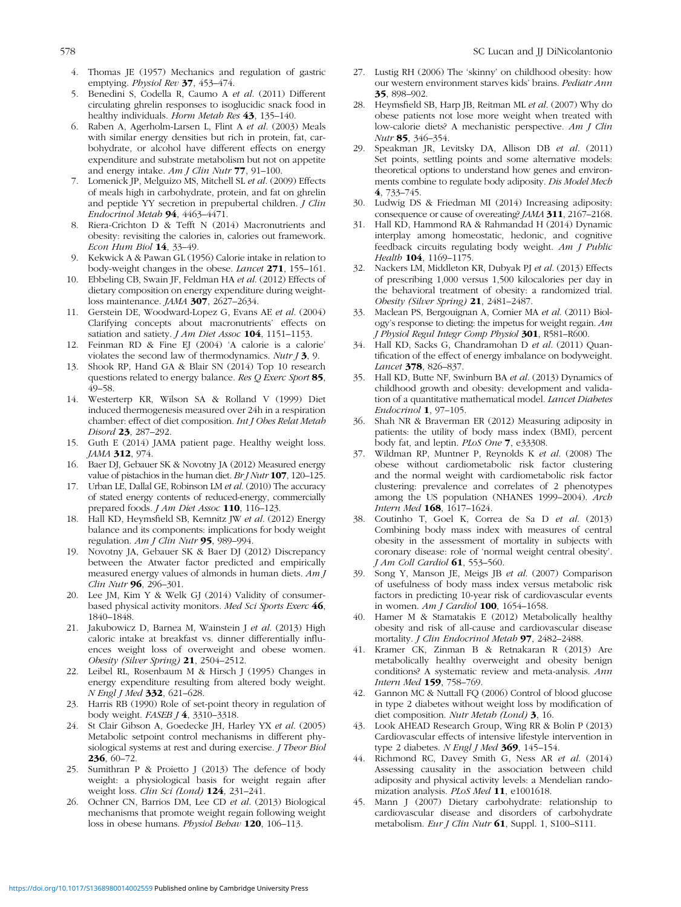4. Thomas JE (1957) Mechanics and regulation of gastric emptying. *Physiol Rev* **37**, 453–474.
5. Benedini S, Codella R, Caumo A *et al*. (2011) Different circulating ghrelin responses to isoglucidic snack food in healthy individuals. *Horm Metab Res* **43**, 135–140.
6. Raben A, Agerholm-Larsen L, Flint A *et al*. (2003) Meals with similar energy densities but rich in protein, fat, carbohydrate, or alcohol have different effects on energy expenditure and substrate metabolism but not on appetite and energy intake. *Am J Clin Nutr* **77**, 91–100.
7. Lomenick JP, Melguizo MS, Mitchell SL *et al*. (2009) Effects of meals high in carbohydrate, protein, and fat on ghrelin and peptide YY secretion in prepubertal children. *J Clin Endocrinol Metab* **94**, 4463–4471.
8. Riera-Crichton D & Tefft N (2014) Macronutrients and obesity: revisiting the calories in, calories out framework. *Econ Hum Biol* **14**, 33–49.
9. Kekwick A & Pawan GL (1956) Calorie intake in relation to body-weight changes in the obese. *Lancet* **271**, 155–161.
10. Ebbeling CB, Swain JF, Feldman HA *et al*. (2012) Effects of dietary composition on energy expenditure during weight-loss maintenance. *JAMA* **307**, 2627–2634.
11. Gerstein DE, Woodward-Lopez G, Evans AE *et al*. (2004) Clarifying concepts about macronutrients' effects on satiation and satiety. *J Am Diet Assoc* **104**, 1151–1153.
12. Feinman RD & Fine EJ (2004) 'A calorie is a calorie' violates the second law of thermodynamics. *Nutr J* **3**, 9.
13. Shook RP, Hand GA & Blair SN (2014) Top 10 research questions related to energy balance. *Res Q Exerc Sport* **85**, 49–58.
14. Westerterp KR, Wilson SA & Rolland V (1999) Diet induced thermogenesis measured over 24h in a respiration chamber: effect of diet composition. *Int J Obes Relat Metab Disord* **23**, 287–292.
15. Guth E (2014) JAMA patient page. Healthy weight loss. *JAMA* **312**, 974.
16. Baer DJ, Gebauer SK & Novotny JA (2012) Measured energy value of pistachios in the human diet. *Br J Nutr* **107**, 120–125.
17. Urban LE, Dallal GE, Robinson LM *et al*. (2010) The accuracy of stated energy contents of reduced-energy, commercially prepared foods. *J Am Diet Assoc* **110**, 116–123.
18. Hall KD, Heymsfield SB, Kemnitz JW *et al*. (2012) Energy balance and its components: implications for body weight regulation. *Am J Clin Nutr* **95**, 989–994.
19. Novotny JA, Gebauer SK & Baer DJ (2012) Discrepancy between the Atwater factor predicted and empirically measured energy values of almonds in human diets. *Am J Clin Nutr* **96**, 296–301.
20. Lee JM, Kim Y & Welk GJ (2014) Validity of consumer-based physical activity monitors. *Med Sci Sports Exerc* **46**, 1840–1848.
21. Jakubowicz D, Barnea M, Wainstein J *et al*. (2013) High caloric intake at breakfast vs. dinner differentially influences weight loss of overweight and obese women. *Obesity (Silver Spring)* **21**, 2504–2512.
22. Leibel RL, Rosenbaum M & Hirsch J (1995) Changes in energy expenditure resulting from altered body weight. *N Engl J Med* **332**, 621–628.
23. Harris RB (1990) Role of set-point theory in regulation of body weight. *FASEB J* **4**, 3310–3318.
24. St Clair Gibson A, Goedecke JH, Harley YX *et al*. (2005) Metabolic setpoint control mechanisms in different physiological systems at rest and during exercise. *J Theor Biol* **236**, 60–72.
25. Sumithran P & Proietto J (2013) The defence of body weight: a physiological basis for weight regain after weight loss. *Clin Sci (Lond)* **124**, 231–241.
26. Ochner CN, Barrios DM, Lee CD *et al*. (2013) Biological mechanisms that promote weight regain following weight loss in obese humans. *Physiol Behav* **120**, 106–113.
27. Lustig RH (2006) The 'skinny' on childhood obesity: how our western environment starves kids' brains. *Pediatr Ann* **35**, 898–902.
28. Heymsfield SB, Harp JB, Reitman ML *et al*. (2007) Why do obese patients not lose more weight when treated with low-calorie diets? A mechanistic perspective. *Am J Clin Nutr* **85**, 346–354.
29. Speakman JR, Levitsky DA, Allison DB *et al*. (2011) Set points, settling points and some alternative models: theoretical options to understand how genes and environments combine to regulate body adiposity. *Dis Model Mech* **4**, 733–745.
30. Ludwig DS & Friedman MI (2014) Increasing adiposity: consequence or cause of overeating? *JAMA* **311**, 2167–2168.
31. Hall KD, Hammond RA & Rahmandad H (2014) Dynamic interplay among homeostatic, hedonic, and cognitive feedback circuits regulating body weight. *Am J Public Health* **104**, 1169–1175.
32. Nackers LM, Middleton KR, Dubyak PJ *et al*. (2013) Effects of prescribing 1,000 versus 1,500 kilocalories per day in the behavioral treatment of obesity: a randomized trial. *Obesity (Silver Spring)* **21**, 2481–2487.
33. Maclean PS, Bergouignan A, Cornier MA *et al*. (2011) Biology's response to dieting: the impetus for weight regain. *Am J Physiol Regul Integr Comp Physiol* **301**, R581–R600.
34. Hall KD, Sacks G, Chandramohan D *et al*. (2011) Quantification of the effect of energy imbalance on bodyweight. *Lancet* **378**, 826–837.
35. Hall KD, Butte NF, Swinburn BA *et al*. (2013) Dynamics of childhood growth and obesity: development and validation of a quantitative mathematical model. *Lancet Diabetes Endocrinol* **1**, 97–105.
36. Shah NR & Braverman ER (2012) Measuring adiposity in patients: the utility of body mass index (BMI), percent body fat, and leptin. *PLoS One* **7**, e33308.
37. Wildman RP, Muntner P, Reynolds K *et al*. (2008) The obese without cardiometabolic risk factor clustering and the normal weight with cardiometabolic risk factor clustering: prevalence and correlates of 2 phenotypes among the US population (NHANES 1999–2004). *Arch Intern Med* **168**, 1617–1624.
38. Coutinho T, Goel K, Correa de Sa D *et al*. (2013) Combining body mass index with measures of central obesity in the assessment of mortality in subjects with coronary disease: role of 'normal weight central obesity'. *J Am Coll Cardiol* **61**, 553–560.
39. Song Y, Manson JE, Meigs JB *et al*. (2007) Comparison of usefulness of body mass index versus metabolic risk factors in predicting 10-year risk of cardiovascular events in women. *Am J Cardiol* **100**, 1654–1658.
40. Hamer M & Stamatakis E (2012) Metabolically healthy obesity and risk of all-cause and cardiovascular disease mortality. *J Clin Endocrinol Metab* **97**, 2482–2488.
41. Kramer CK, Zinman B & Retnakaran R (2013) Are metabolically healthy overweight and obesity benign conditions? A systematic review and meta-analysis. *Ann Intern Med* **159**, 758–769.
42. Gannon MC & Nuttall FQ (2006) Control of blood glucose in type 2 diabetes without weight loss by modification of diet composition. *Nutr Metab (Lond)* **3**, 16.
43. Look AHEAD Research Group, Wing RR & Bolin P (2013) Cardiovascular effects of intensive lifestyle intervention in type 2 diabetes. *N Engl J Med* **369**, 145–154.
44. Richmond RC, Davey Smith G, Ness AR *et al*. (2014) Assessing causality in the association between child adiposity and physical activity levels: a Mendelian randomization analysis. *PLoS Med* **11**, e1001618.
45. Mann J (2007) Dietary carbohydrate: relationship to cardiovascular disease and disorders of carbohydrate metabolism. *Eur J Clin Nutr* **61**, Suppl. 1, S100–S111.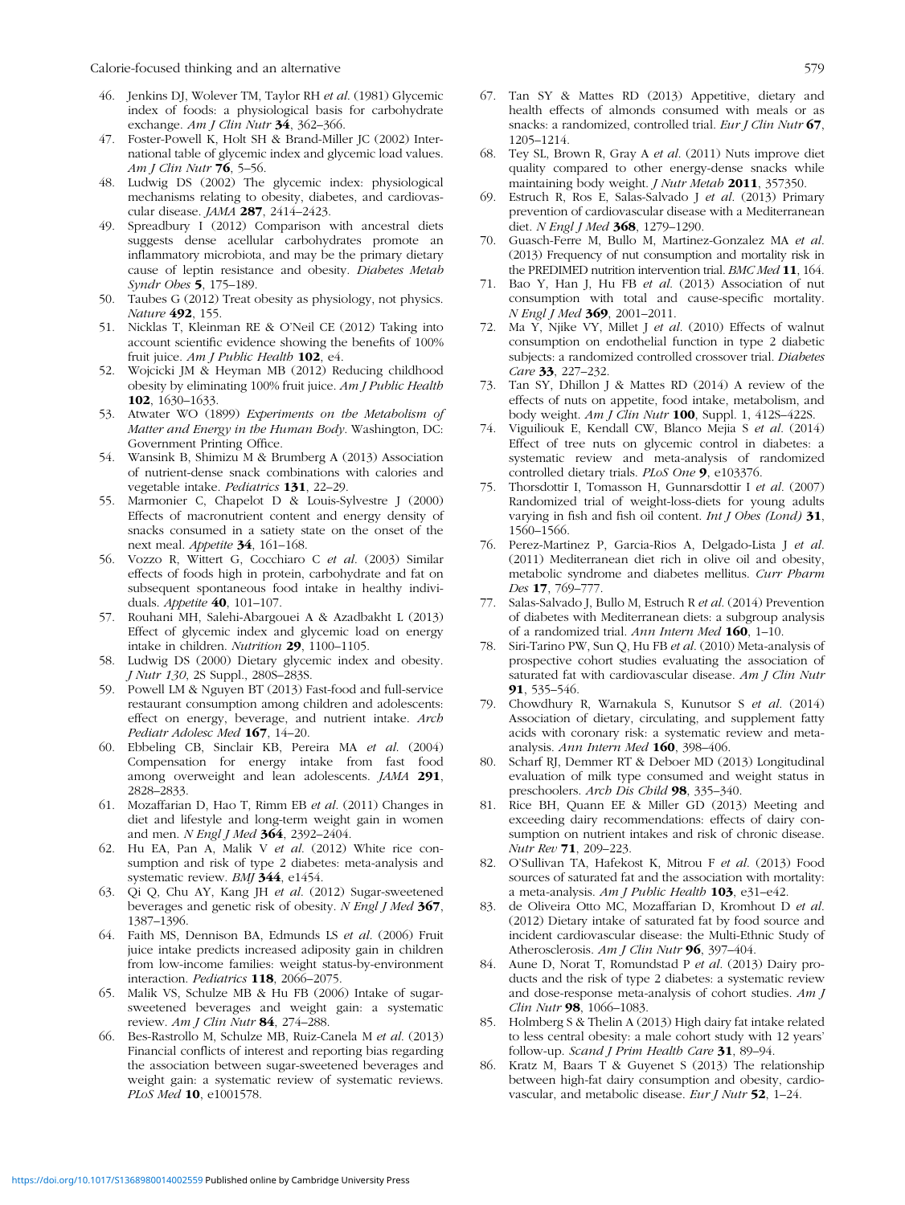46. Jenkins DJ, Wolever TM, Taylor RH *et al.* (1981) Glycemic index of foods: a physiological basis for carbohydrate exchange. *Am J Clin Nutr* **34**, 362–366.
47. Foster-Powell K, Holt SH & Brand-Miller JC (2002) International table of glycemic index and glycemic load values. *Am J Clin Nutr* **76**, 5–56.
48. Ludwig DS (2002) The glycemic index: physiological mechanisms relating to obesity, diabetes, and cardiovascular disease. *JAMA* **287**, 2414–2423.
49. Spreadbury I (2012) Comparison with ancestral diets suggests dense acellular carbohydrates promote an inflammatory microbiota, and may be the primary dietary cause of leptin resistance and obesity. *Diabetes Metab Syndr Obes* **5**, 175–189.
50. Taubes G (2012) Treat obesity as physiology, not physics. *Nature* **492**, 155.
51. Nicklas T, Kleinman RE & O'Neil CE (2012) Taking into account scientific evidence showing the benefits of 100% fruit juice. *Am J Public Health* **102**, e4.
52. Wojcicki JM & Heyman MB (2012) Reducing childhood obesity by eliminating 100% fruit juice. *Am J Public Health* **102**, 1630–1633.
53. Atwater WO (1899) *Experiments on the Metabolism of Matter and Energy in the Human Body*. Washington, DC: Government Printing Office.
54. Wansink B, Shimizu M & Brumberg A (2013) Association of nutrient-dense snack combinations with calories and vegetable intake. *Pediatrics* **131**, 22–29.
55. Marmonier C, Chapelot D & Louis-Sylvestre J (2000) Effects of macronutrient content and energy density of snacks consumed in a satiety state on the onset of the next meal. *Appetite* **34**, 161–168.
56. Vozzo R, Wittert G, Cocchiaro C *et al.* (2003) Similar effects of foods high in protein, carbohydrate and fat on subsequent spontaneous food intake in healthy individuals. *Appetite* **40**, 101–107.
57. Rouhani MH, Salehi-Abargouei A & Azadbakht L (2013) Effect of glycemic index and glycemic load on energy intake in children. *Nutrition* **29**, 1100–1105.
58. Ludwig DS (2000) Dietary glycemic index and obesity. *J Nutr 130*, 2S Suppl., 280S–283S.
59. Powell LM & Nguyen BT (2013) Fast-food and full-service restaurant consumption among children and adolescents: effect on energy, beverage, and nutrient intake. *Arch Pediatr Adolesc Med* **167**, 14–20.
60. Ebbeling CB, Sinclair KB, Pereira MA *et al.* (2004) Compensation for energy intake from fast food among overweight and lean adolescents. *JAMA* **291**, 2828–2833.
61. Mozaffarian D, Hao T, Rimm EB *et al.* (2011) Changes in diet and lifestyle and long-term weight gain in women and men. *N Engl J Med* **364**, 2392–2404.
62. Hu EA, Pan A, Malik V *et al.* (2012) White rice consumption and risk of type 2 diabetes: meta-analysis and systematic review. *BMJ* **344**, e1454.
63. Qi Q, Chu AY, Kang JH *et al.* (2012) Sugar-sweetened beverages and genetic risk of obesity. *N Engl J Med* **367**, 1387–1396.
64. Faith MS, Dennison BA, Edmunds LS *et al.* (2006) Fruit juice intake predicts increased adiposity gain in children from low-income families: weight status-by-environment interaction. *Pediatrics* **118**, 2066–2075.
65. Malik VS, Schulze MB & Hu FB (2006) Intake of sugar-sweetened beverages and weight gain: a systematic review. *Am J Clin Nutr* **84**, 274–288.
66. Bes-Rastrollo M, Schulze MB, Ruiz-Canela M *et al.* (2013) Financial conflicts of interest and reporting bias regarding the association between sugar-sweetened beverages and weight gain: a systematic review of systematic reviews. *PLoS Med* **10**, e1001578.
67. Tan SY & Mattes RD (2013) Appetitive, dietary and health effects of almonds consumed with meals or as snacks: a randomized, controlled trial. *Eur J Clin Nutr* **67**, 1205–1214.
68. Tey SL, Brown R, Gray A *et al.* (2011) Nuts improve diet quality compared to other energy-dense snacks while maintaining body weight. *J Nutr Metab* **2011**, 357350.
69. Estruch R, Ros E, Salas-Salvado J *et al.* (2013) Primary prevention of cardiovascular disease with a Mediterranean diet. *N Engl J Med* **368**, 1279–1290.
70. Guasch-Ferre M, Bullo M, Martinez-Gonzalez MA *et al.* (2013) Frequency of nut consumption and mortality risk in the PREDIMED nutrition intervention trial. *BMC Med* **11**, 164.
71. Bao Y, Han J, Hu FB *et al.* (2013) Association of nut consumption with total and cause-specific mortality. *N Engl J Med* **369**, 2001–2011.
72. Ma Y, Njike VY, Millet J *et al.* (2010) Effects of walnut consumption on endothelial function in type 2 diabetic subjects: a randomized controlled crossover trial. *Diabetes Care* **33**, 227–232.
73. Tan SY, Dhillon J & Mattes RD (2014) A review of the effects of nuts on appetite, food intake, metabolism, and body weight. *Am J Clin Nutr* **100**, Suppl. 1, 412S–422S.
74. Viguiliouk E, Kendall CW, Blanco Mejia S *et al.* (2014) Effect of tree nuts on glycemic control in diabetes: a systematic review and meta-analysis of randomized controlled dietary trials. *PLoS One* **9**, e103376.
75. Thorsdottir I, Tomasson H, Gunnarsdottir I *et al.* (2007) Randomized trial of weight-loss-diets for young adults varying in fish and fish oil content. *Int J Obes (Lond)* **31**, 1560–1566.
76. Perez-Martinez P, Garcia-Rios A, Delgado-Lista J *et al.* (2011) Mediterranean diet rich in olive oil and obesity, metabolic syndrome and diabetes mellitus. *Curr Pharm Des* **17**, 769–777.
77. Salas-Salvado J, Bullo M, Estruch R *et al.* (2014) Prevention of diabetes with Mediterranean diets: a subgroup analysis of a randomized trial. *Ann Intern Med* **160**, 1–10.
78. Siri-Tarino PW, Sun Q, Hu FB *et al.* (2010) Meta-analysis of prospective cohort studies evaluating the association of saturated fat with cardiovascular disease. *Am J Clin Nutr* **91**, 535–546.
79. Chowdhury R, Warnakula S, Kunutsor S *et al.* (2014) Association of dietary, circulating, and supplement fatty acids with coronary risk: a systematic review and meta-analysis. *Ann Intern Med* **160**, 398–406.
80. Scharf RJ, Demmer RT & Deboer MD (2013) Longitudinal evaluation of milk type consumed and weight status in preschoolers. *Arch Dis Child* **98**, 335–340.
81. Rice BH, Quann EE & Miller GD (2013) Meeting and exceeding dairy recommendations: effects of dairy consumption on nutrient intakes and risk of chronic disease. *Nutr Rev* **71**, 209–223.
82. O'Sullivan TA, Hafekost K, Mitrou F *et al.* (2013) Food sources of saturated fat and the association with mortality: a meta-analysis. *Am J Public Health* **103**, e31–e42.
83. de Oliveira Otto MC, Mozaffarian D, Kromhout D *et al.* (2012) Dietary intake of saturated fat by food source and incident cardiovascular disease: the Multi-Ethnic Study of Atherosclerosis. *Am J Clin Nutr* **96**, 397–404.
84. Aune D, Norat T, Romundstad P *et al.* (2013) Dairy products and the risk of type 2 diabetes: a systematic review and dose-response meta-analysis of cohort studies. *Am J Clin Nutr* **98**, 1066–1083.
85. Holmberg S & Thelin A (2013) High dairy fat intake related to less central obesity: a male cohort study with 12 years' follow-up. *Scand J Prim Health Care* **31**, 89–94.
86. Kratz M, Baars T & Guyenet S (2013) The relationship between high-fat dairy consumption and obesity, cardiovascular, and metabolic disease. *Eur J Nutr* **52**, 1–24.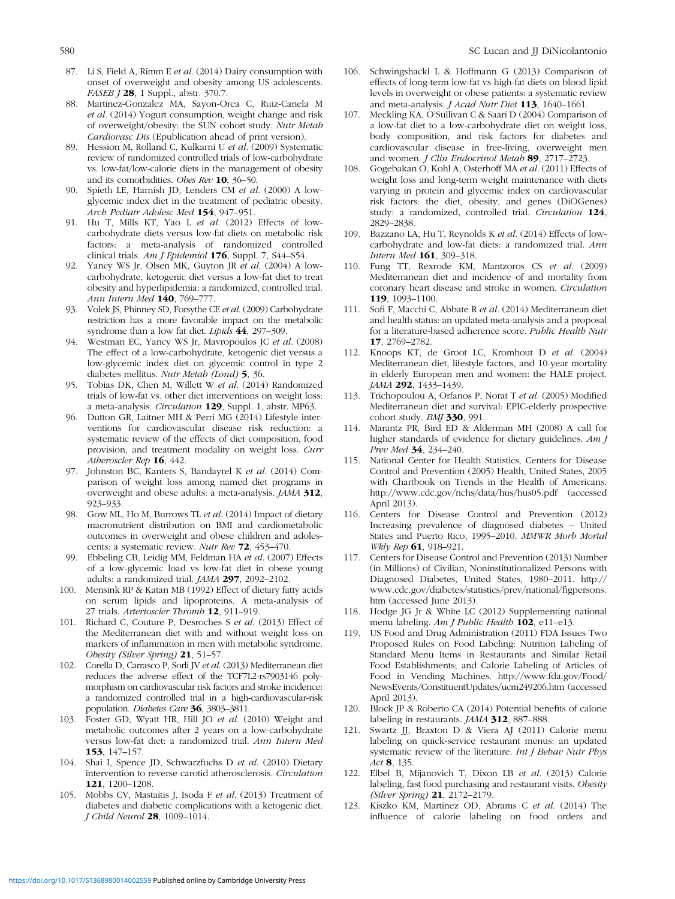87. Li S, Field A, Rimm E *et al.* (2014) Dairy consumption with onset of overweight and obesity among US adolescents. *FASEB J* **28**, 1 Suppl., abstr. 370.7.
88. Martinez-Gonzalez MA, Sayon-Orea C, Ruiz-Canela M *et al.* (2014) Yogurt consumption, weight change and risk of overweight/obesity: the SUN cohort study. *Nutr Metab Cardiovasc Dis* (Epublication ahead of print version).
89. Hession M, Rolland C, Kulkarni U *et al.* (2009) Systematic review of randomized controlled trials of low-carbohydrate vs. low-fat/low-calorie diets in the management of obesity and its comorbidities. *Obes Rev* **10**, 36–50.
90. Spieth LE, Harnish JD, Lenders CM *et al.* (2000) A low-glycemic index diet in the treatment of pediatric obesity. *Arch Pediatr Adolesc Med* **154**, 947–951.
91. Hu T, Mills KT, Yao L *et al.* (2012) Effects of low-carbohydrate diets versus low-fat diets on metabolic risk factors: a meta-analysis of randomized controlled clinical trials. *Am J Epidemiol* **176**, Suppl. 7, S44–S54.
92. Yancy WS Jr, Olsen MK, Guyton JR *et al.* (2004) A low-carbohydrate, ketogenic diet versus a low-fat diet to treat obesity and hyperlipidemia: a randomized, controlled trial. *Ann Intern Med* **140**, 769–777.
93. Volek JS, Phinney SD, Forsythe CE *et al.* (2009) Carbohydrate restriction has a more favorable impact on the metabolic syndrome than a low fat diet. *Lipids* **44**, 297–309.
94. Westman EC, Yancy WS Jr, Mavropoulos JC *et al.* (2008) The effect of a low-carbohydrate, ketogenic diet versus a low-glycemic index diet on glycemic control in type 2 diabetes mellitus. *Nutr Metab (Lond)* **5**, 36.
95. Tobias DK, Chen M, Willett W *et al.* (2014) Randomized trials of low-fat vs. other diet interventions on weight loss: a meta-analysis. *Circulation* **129**, Suppl. 1, abstr. MP63.
96. Dutton GR, Laitner MH & Perri MG (2014) Lifestyle interventions for cardiovascular disease risk reduction: a systematic review of the effects of diet composition, food provision, and treatment modality on weight loss. *Curr Atheroscler Rep* **16**, 442.
97. Johnston BC, Kanters S, Bandayrel K *et al.* (2014) Comparison of weight loss among named diet programs in overweight and obese adults: a meta-analysis. *JAMA* **312**, 923–933.
98. Gow ML, Ho M, Burrows TL *et al.* (2014) Impact of dietary macronutrient distribution on BMI and cardiometabolic outcomes in overweight and obese children and adolescents: a systematic review. *Nutr Rev* **72**, 453–470.
99. Ebbeling CB, Leidig MM, Feldman HA *et al.* (2007) Effects of a low-glycemic load vs low-fat diet in obese young adults: a randomized trial. *JAMA* **297**, 2092–2102.
100. Mensink RP & Katan MB (1992) Effect of dietary fatty acids on serum lipids and lipoproteins. A meta-analysis of 27 trials. *Arterioscler Thromb* **12**, 911–919.
101. Richard C, Couture P, Desroches S *et al.* (2013) Effect of the Mediterranean diet with and without weight loss on markers of inflammation in men with metabolic syndrome. *Obesity (Silver Spring)* **21**, 51–57.
102. Corella D, Carrasco P, Sorli JV *et al.* (2013) Mediterranean diet reduces the adverse effect of the TCF7L2-rs7903146 polymorphism on cardiovascular risk factors and stroke incidence: a randomized controlled trial in a high-cardiovascular-risk population. *Diabetes Care* **36**, 3803–3811.
103. Foster GD, Wyatt HR, Hill JO *et al.* (2010) Weight and metabolic outcomes after 2 years on a low-carbohydrate versus low-fat diet: a randomized trial. *Ann Intern Med* **153**, 147–157.
104. Shai I, Spence JD, Schwarzfuchs D *et al.* (2010) Dietary intervention to reverse carotid atherosclerosis. *Circulation* **121**, 1200–1208.
105. Mobbs CV, Mastaitis J, Isoda F *et al.* (2013) Treatment of diabetes and diabetic complications with a ketogenic diet. *J Child Neurol* **28**, 1009–1014.
106. Schwingshackl L & Hoffmann G (2013) Comparison of effects of long-term low-fat vs high-fat diets on blood lipid levels in overweight or obese patients: a systematic review and meta-analysis. *J Acad Nutr Diet* **113**, 1640–1661.
107. Meckling KA, O'Sullivan C & Saari D (2004) Comparison of a low-fat diet to a low-carbohydrate diet on weight loss, body composition, and risk factors for diabetes and cardiovascular disease in free-living, overweight men and women. *J Clin Endocrinol Metab* **89**, 2717–2723.
108. Gogebakan O, Kohl A, Osterhoff MA *et al.* (2011) Effects of weight loss and long-term weight maintenance with diets varying in protein and glycemic index on cardiovascular risk factors: the diet, obesity, and genes (DiOGenes) study: a randomized, controlled trial. *Circulation* **124**, 2829–2838.
109. Bazzano LA, Hu T, Reynolds K *et al.* (2014) Effects of low-carbohydrate and low-fat diets: a randomized trial. *Ann Intern Med* **161**, 309–318.
110. Fung TT, Rexrode KM, Mantzoros CS *et al.* (2009) Mediterranean diet and incidence of and mortality from coronary heart disease and stroke in women. *Circulation* **119**, 1093–1100.
111. Sofi F, Macchi C, Abbate R *et al.* (2014) Mediterranean diet and health status: an updated meta-analysis and a proposal for a literature-based adherence score. *Public Health Nutr* **17**, 2769–2782.
112. Knoops KT, de Groot LC, Kromhout D *et al.* (2004) Mediterranean diet, lifestyle factors, and 10-year mortality in elderly European men and women: the HALE project. *JAMA* **292**, 1433–1439.
113. Trichopoulou A, Orfanos P, Norat T *et al.* (2005) Modified Mediterranean diet and survival: EPIC-elderly prospective cohort study. *BMJ* **330**, 991.
114. Marantz PR, Bird ED & Alderman MH (2008) A call for higher standards of evidence for dietary guidelines. *Am J Prev Med* **34**, 234–240.
115. National Center for Health Statistics, Centers for Disease Control and Prevention (2005) Health, United States, 2005 with Chartbook on Trends in the Health of Americans. http://www.cdc.gov/nchs/data/hus/hus05.pdf (accessed April 2013).
116. Centers for Disease Control and Prevention (2012) Increasing prevalence of diagnosed diabetes – United States and Puerto Rico, 1995–2010. *MMWR Morb Mortal Wkly Rep* **61**, 918–921.
117. Centers for Disease Control and Prevention (2013) Number (in Millions) of Civilian, Noninstitutionalized Persons with Diagnosed Diabetes, United States, 1980–2011. http://www.cdc.gov/diabetes/statistics/prev/national/figpersons.htm (accessed June 2013).
118. Hodge JG Jr & White LC (2012) Supplementing national menu labeling. *Am J Public Health* **102**, e11–e13.
119. US Food and Drug Administration (2011) FDA Issues Two Proposed Rules on Food Labeling: Nutrition Labeling of Standard Menu Items in Restaurants and Similar Retail Food Establishments; and Calorie Labeling of Articles of Food in Vending Machines. http://www.fda.gov/Food/NewsEvents/ConstituentUpdates/ucm249206.htm (accessed April 2013).
120. Block JP & Roberto CA (2014) Potential benefits of calorie labeling in restaurants. *JAMA* **312**, 887–888.
121. Swartz JJ, Braxton D & Viera AJ (2011) Calorie menu labeling on quick-service restaurant menus: an updated systematic review of the literature. *Int J Behav Nutr Phys Act* **8**, 135.
122. Elbel B, Mijanovich T, Dixon LB *et al.* (2013) Calorie labeling, fast food purchasing and restaurant visits. *Obesity (Silver Spring)* **21**, 2172–2179.
123. Kiszko KM, Martinez OD, Abrams C *et al.* (2014) The influence of calorie labeling on food orders and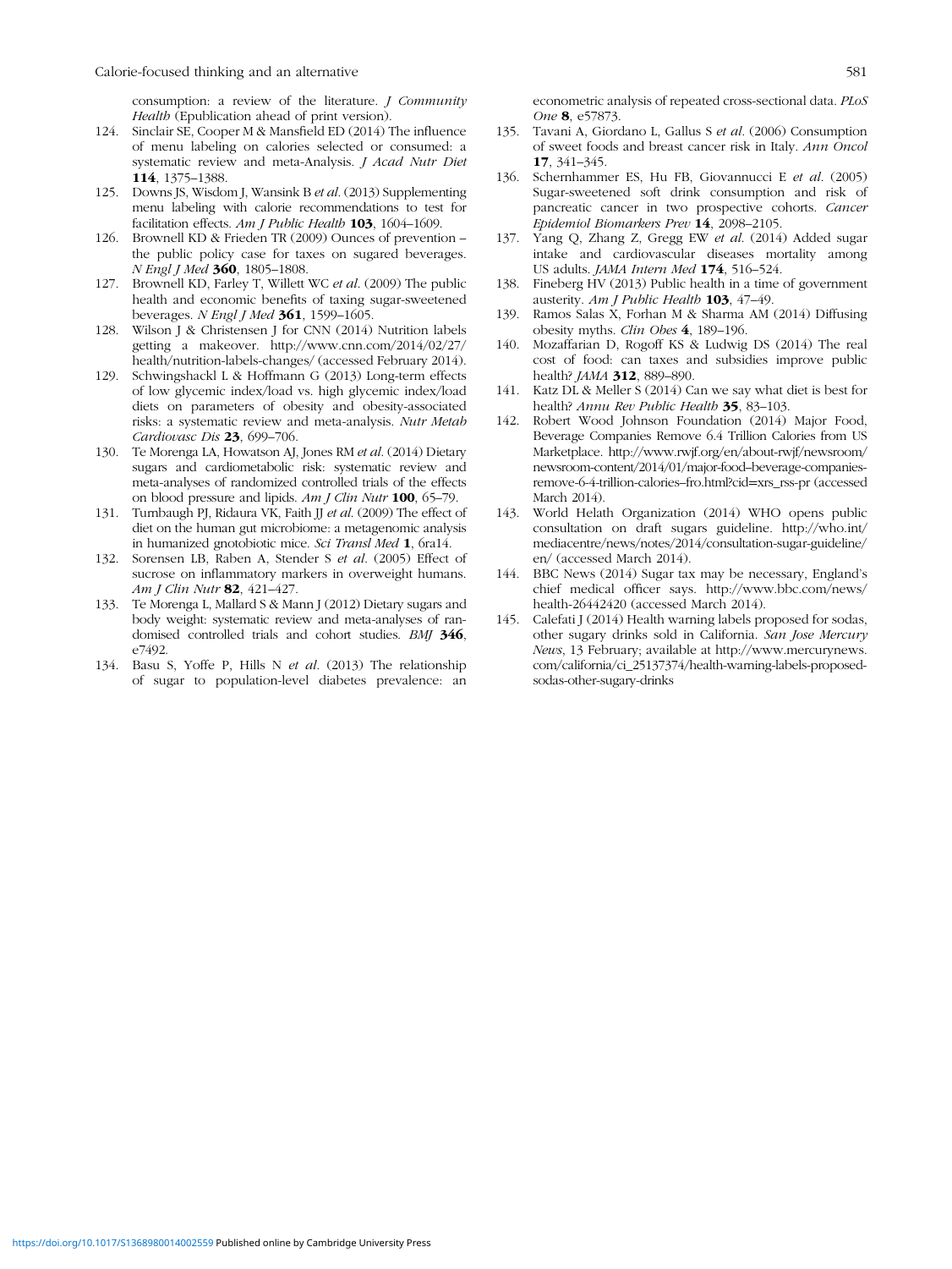consumption: a review of the literature. *J Community Health* (Epublication ahead of print version).

124. Sinclair SE, Cooper M & Mansfield ED (2014) The influence of menu labeling on calories selected or consumed: a systematic review and meta-Analysis. *J Acad Nutr Diet* **114**, 1375–1388.
125. Downs JS, Wisdom J, Wansink B *et al.* (2013) Supplementing menu labeling with calorie recommendations to test for facilitation effects. *Am J Public Health* **103**, 1604–1609.
126. Brownell KD & Frieden TR (2009) Ounces of prevention – the public policy case for taxes on sugared beverages. *N Engl J Med* **360**, 1805–1808.
127. Brownell KD, Farley T, Willett WC *et al.* (2009) The public health and economic benefits of taxing sugar-sweetened beverages. *N Engl J Med* **361**, 1599–1605.
128. Wilson J & Christensen J for CNN (2014) Nutrition labels getting a makeover. http://www.cnn.com/2014/02/27/health/nutrition-labels-changes/ (accessed February 2014).
129. Schwingshackl L & Hoffmann G (2013) Long-term effects of low glycemic index/load vs. high glycemic index/load diets on parameters of obesity and obesity-associated risks: a systematic review and meta-analysis. *Nutr Metab Cardiovasc Dis* **23**, 699–706.
130. Te Morenga LA, Howatson AJ, Jones RM *et al.* (2014) Dietary sugars and cardiometabolic risk: systematic review and meta-analyses of randomized controlled trials of the effects on blood pressure and lipids. *Am J Clin Nutr* **100**, 65–79.
131. Turnbaugh PJ, Ridaura VK, Faith JJ *et al.* (2009) The effect of diet on the human gut microbiome: a metagenomic analysis in humanized gnotobiotic mice. *Sci Transl Med* **1**, 6ra14.
132. Sorensen LB, Raben A, Stender S *et al.* (2005) Effect of sucrose on inflammatory markers in overweight humans. *Am J Clin Nutr* **82**, 421–427.
133. Te Morenga L, Mallard S & Mann J (2012) Dietary sugars and body weight: systematic review and meta-analyses of randomised controlled trials and cohort studies. *BMJ* **346**, e7492.
134. Basu S, Yoffe P, Hills N *et al.* (2013) The relationship of sugar to population-level diabetes prevalence: an econometric analysis of repeated cross-sectional data. *PLoS One* **8**, e57873.
135. Tavani A, Giordano L, Gallus S *et al.* (2006) Consumption of sweet foods and breast cancer risk in Italy. *Ann Oncol* **17**, 341–345.
136. Schernhammer ES, Hu FB, Giovannucci E *et al.* (2005) Sugar-sweetened soft drink consumption and risk of pancreatic cancer in two prospective cohorts. *Cancer Epidemiol Biomarkers Prev* **14**, 2098–2105.
137. Yang Q, Zhang Z, Gregg EW *et al.* (2014) Added sugar intake and cardiovascular diseases mortality among US adults. *JAMA Intern Med* **174**, 516–524.
138. Fineberg HV (2013) Public health in a time of government austerity. *Am J Public Health* **103**, 47–49.
139. Ramos Salas X, Forhan M & Sharma AM (2014) Diffusing obesity myths. *Clin Obes* **4**, 189–196.
140. Mozaffarian D, Rogoff KS & Ludwig DS (2014) The real cost of food: can taxes and subsidies improve public health? *JAMA* **312**, 889–890.
141. Katz DL & Meller S (2014) Can we say what diet is best for health? *Annu Rev Public Health* **35**, 83–103.
142. Robert Wood Johnson Foundation (2014) Major Food, Beverage Companies Remove 6.4 Trillion Calories from US Marketplace. http://www.rwjf.org/en/about-rwjf/newsroom/newsroom-content/2014/01/major-food–beverage-companies-remove-6-4-trillion-calories–fro.html?cid=xrs_rss-pr (accessed March 2014).
143. World Helath Organization (2014) WHO opens public consultation on draft sugars guideline. http://who.int/mediacentre/news/notes/2014/consultation-sugar-guideline/en/ (accessed March 2014).
144. BBC News (2014) Sugar tax may be necessary, England's chief medical officer says. http://www.bbc.com/news/health-26442420 (accessed March 2014).
145. Calefati J (2014) Health warning labels proposed for sodas, other sugary drinks sold in California. *San Jose Mercury News*, 13 February; available at http://www.mercurynews.com/california/ci_25137374/health-warning-labels-proposed-sodas-other-sugary-drinks